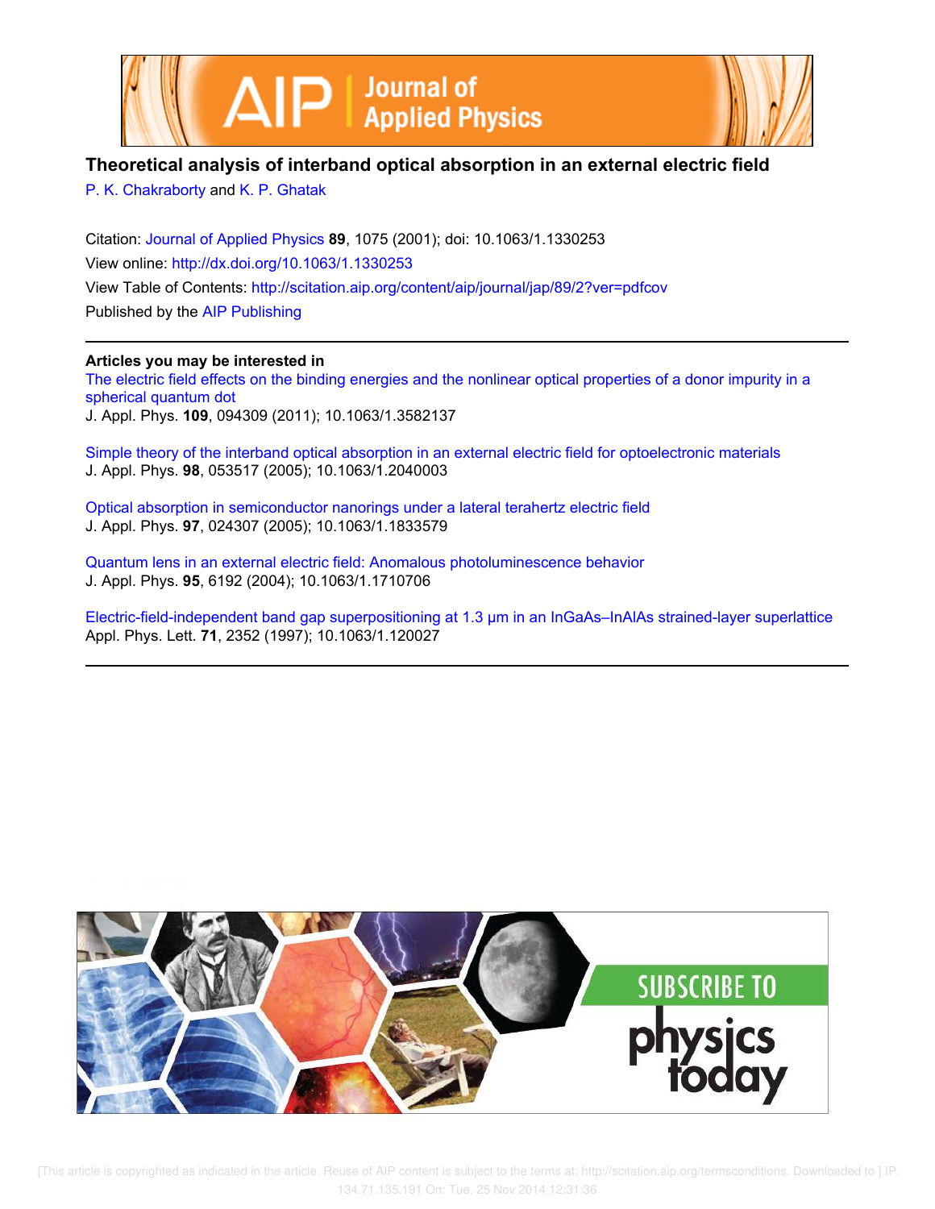# Theoretical analysis of interband optical absorption in an external electric field

P. K. Chakraborty and K. P. Ghatak

Citation: Journal of Applied Physics **89**, 1075 (2001); doi: 10.1063/1.1330253

View online: http://dx.doi.org/10.1063/1.1330253

View Table of Contents: http://scitation.aip.org/content/aip/journal/jap/89/2?ver=pdfcov

Published by the AIP Publishing

**Articles you may be interested in**

The electric field effects on the binding energies and the nonlinear optical properties of a donor impurity in a spherical quantum dot
J. Appl. Phys. **109**, 094309 (2011); 10.1063/1.3582137

Simple theory of the interband optical absorption in an external electric field for optoelectronic materials
J. Appl. Phys. **98**, 053517 (2005); 10.1063/1.2040003

Optical absorption in semiconductor nanorings under a lateral terahertz electric field
J. Appl. Phys. **97**, 024307 (2005); 10.1063/1.1833579

Quantum lens in an external electric field: Anomalous photoluminescence behavior
J. Appl. Phys. **95**, 6192 (2004); 10.1063/1.1710706

Electric-field-independent band gap superpositioning at 1.3 μm in an InGaAs–InAlAs strained-layer superlattice
Appl. Phys. Lett. **71**, 2352 (1997); 10.1063/1.120027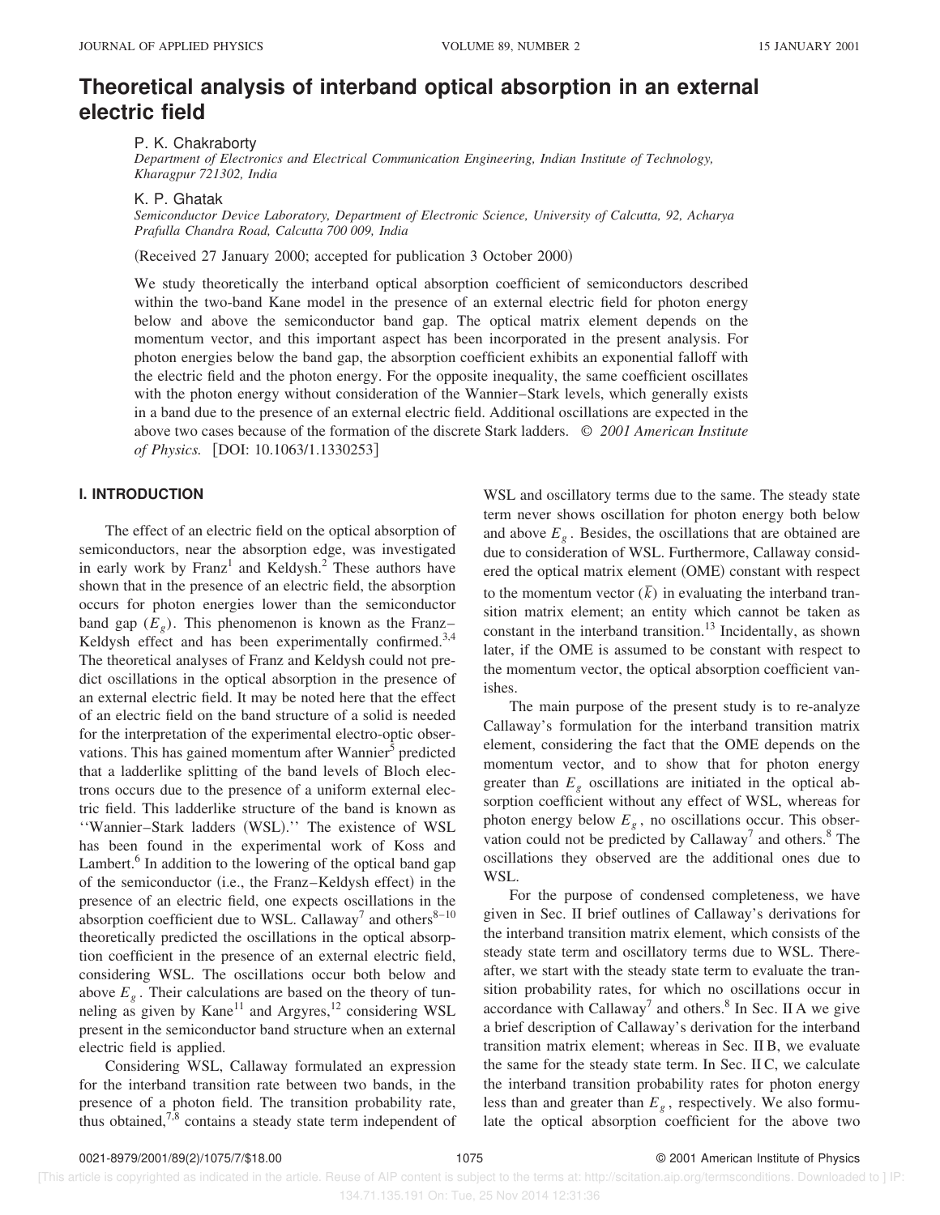# Theoretical analysis of interband optical absorption in an external electric field

P. K. Chakraborty

*Department of Electronics and Electrical Communication Engineering, Indian Institute of Technology, Kharagpur 721302, India*

K. P. Ghatak

*Semiconductor Device Laboratory, Department of Electronic Science, University of Calcutta, 92, Acharya Prafulla Chandra Road, Calcutta 700 009, India*

(Received 27 January 2000; accepted for publication 3 October 2000)

We study theoretically the interband optical absorption coefficient of semiconductors described within the two-band Kane model in the presence of an external electric field for photon energy below and above the semiconductor band gap. The optical matrix element depends on the momentum vector, and this important aspect has been incorporated in the present analysis. For photon energies below the band gap, the absorption coefficient exhibits an exponential falloff with the electric field and the photon energy. For the opposite inequality, the same coefficient oscillates with the photon energy without consideration of the Wannier–Stark levels, which generally exists in a band due to the presence of an external electric field. Additional oscillations are expected in the above two cases because of the formation of the discrete Stark ladders. © *2001 American Institute of Physics.* [DOI: 10.1063/1.1330253]

## I. INTRODUCTION

The effect of an electric field on the optical absorption of semiconductors, near the absorption edge, was investigated in early work by Franz[1] and Keldysh.[2] These authors have shown that in the presence of an electric field, the absorption occurs for photon energies lower than the semiconductor band gap ($E_g$). This phenomenon is known as the Franz–Keldysh effect and has been experimentally confirmed.[3,4] The theoretical analyses of Franz and Keldysh could not predict oscillations in the optical absorption in the presence of an external electric field. It may be noted here that the effect of an electric field on the band structure of a solid is needed for the interpretation of the experimental electro-optic observations. This has gained momentum after Wannier[5] predicted that a ladderlike splitting of the band levels of Bloch electrons occurs due to the presence of a uniform external electric field. This ladderlike structure of the band is known as ''Wannier–Stark ladders (WSL).'' The existence of WSL has been found in the experimental work of Koss and Lambert.[6] In addition to the lowering of the optical band gap of the semiconductor (i.e., the Franz–Keldysh effect) in the presence of an electric field, one expects oscillations in the absorption coefficient due to WSL. Callaway[7] and others[8–10] theoretically predicted the oscillations in the optical absorption coefficient in the presence of an external electric field, considering WSL. The oscillations occur both below and above $E_g$. Their calculations are based on the theory of tunneling as given by Kane[11] and Argyres,[12] considering WSL present in the semiconductor band structure when an external electric field is applied.

Considering WSL, Callaway formulated an expression for the interband transition rate between two bands, in the presence of a photon field. The transition probability rate, thus obtained,[7,8] contains a steady state term independent of WSL and oscillatory terms due to the same. The steady state term never shows oscillation for photon energy both below and above $E_g$. Besides, the oscillations that are obtained are due to consideration of WSL. Furthermore, Callaway considered the optical matrix element (OME) constant with respect to the momentum vector ($\bar{k}$) in evaluating the interband transition matrix element; an entity which cannot be taken as constant in the interband transition.[13] Incidentally, as shown later, if the OME is assumed to be constant with respect to the momentum vector, the optical absorption coefficient vanishes.

The main purpose of the present study is to re-analyze Callaway's formulation for the interband transition matrix element, considering the fact that the OME depends on the momentum vector, and to show that for photon energy greater than $E_g$ oscillations are initiated in the optical absorption coefficient without any effect of WSL, whereas for photon energy below $E_g$, no oscillations occur. This observation could not be predicted by Callaway[7] and others.[8] The oscillations they observed are the additional ones due to WSL.

For the purpose of condensed completeness, we have given in Sec. II brief outlines of Callaway's derivations for the interband transition matrix element, which consists of the steady state term and oscillatory terms due to WSL. Thereafter, we start with the steady state term to evaluate the transition probability rates, for which no oscillations occur in accordance with Callaway[7] and others.[8] In Sec. II A we give a brief description of Callaway's derivation for the interband transition matrix element; whereas in Sec. II B, we evaluate the same for the steady state term. In Sec. II C, we calculate the interband transition probability rates for photon energy less than and greater than $E_g$, respectively. We also formulate the optical absorption coefficient for the above two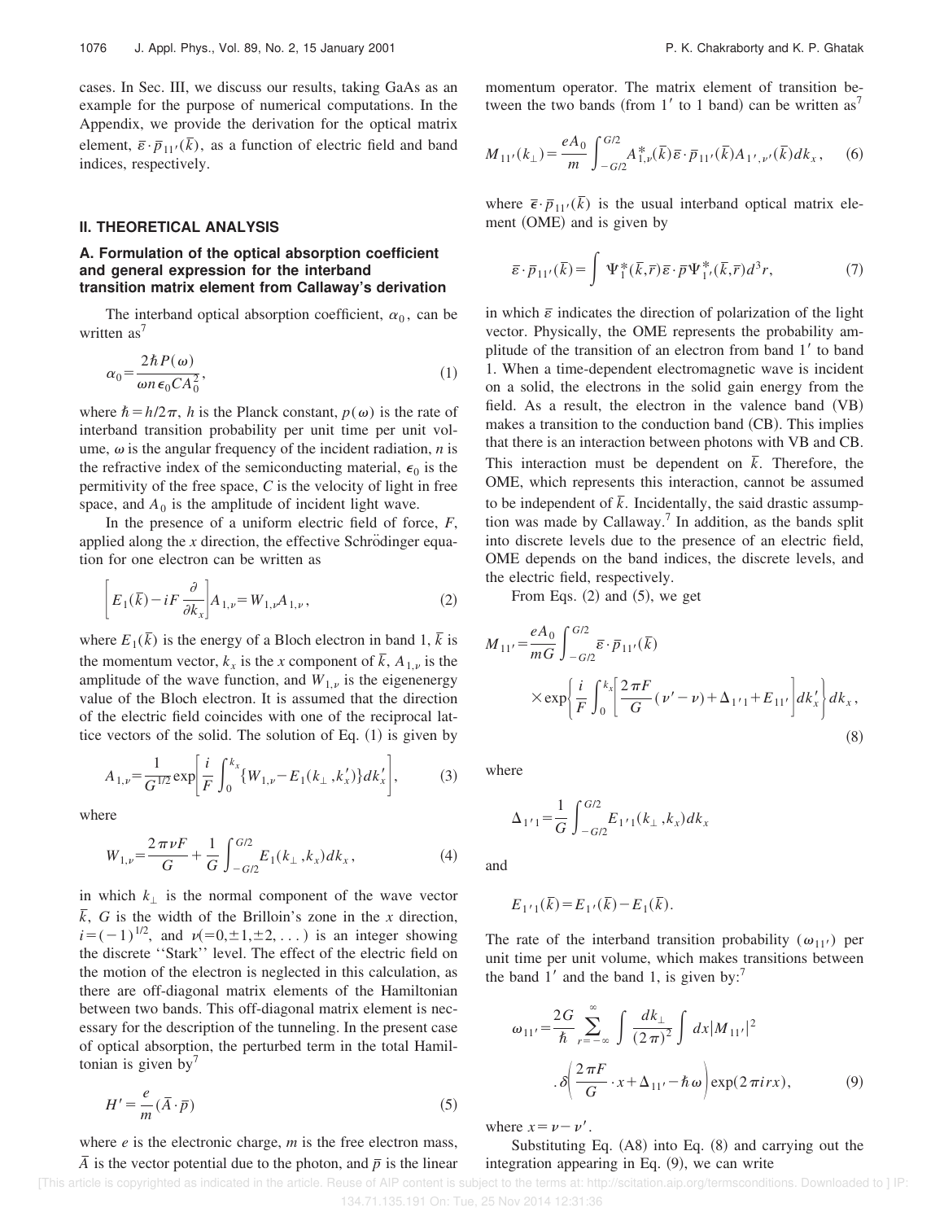cases. In Sec. III, we discuss our results, taking GaAs as an example for the purpose of numerical computations. In the Appendix, we provide the derivation for the optical matrix element, $\bar{\varepsilon}\cdot\bar{p}_{11'}(\bar{k})$, as a function of electric field and band indices, respectively.

## II. THEORETICAL ANALYSIS

### A. Formulation of the optical absorption coefficient and general expression for the interband transition matrix element from Callaway's derivation

The interband optical absorption coefficient, $\alpha_0$, can be written as[7]

$$\alpha_0 = \frac{2\hbar P(\omega)}{\omega n \epsilon_0 C A_0^2}, \tag{1}$$

where $\hbar = h/2\pi$, $h$ is the Planck constant, $p(\omega)$ is the rate of interband transition probability per unit time per unit volume, $\omega$ is the angular frequency of the incident radiation, $n$ is the refractive index of the semiconducting material, $\epsilon_0$ is the permitivity of the free space, $C$ is the velocity of light in free space, and $A_0$ is the amplitude of incident light wave.

In the presence of a uniform electric field of force, $F$, applied along the $x$ direction, the effective Schrödinger equation for one electron can be written as

$$\left[E_1(\bar{k}) - iF\frac{\partial}{\partial k_x}\right]A_{1,\nu} = W_{1,\nu}A_{1,\nu}, \tag{2}$$

where $E_1(\bar{k})$ is the energy of a Bloch electron in band 1, $\bar{k}$ is the momentum vector, $k_x$ is the $x$ component of $\bar{k}$, $A_{1,\nu}$ is the amplitude of the wave function, and $W_{1,\nu}$ is the eigenenergy value of the Bloch electron. It is assumed that the direction of the electric field coincides with one of the reciprocal lattice vectors of the solid. The solution of Eq. (1) is given by

$$A_{1,\nu} = \frac{1}{G^{1/2}}\exp\left[\frac{i}{F}\int_0^{k_x}\{W_{1,\nu} - E_1(k_\perp, k_x')\}dk_x'\right], \tag{3}$$

where

$$W_{1,\nu} = \frac{2\pi\nu F}{G} + \frac{1}{G}\int_{-G/2}^{G/2}E_1(k_\perp, k_x)dk_x, \tag{4}$$

in which $k_\perp$ is the normal component of the wave vector $\bar{k}$, $G$ is the width of the Brillioun's zone in the $x$ direction, $i = (-1)^{1/2}$, and $\nu(=0,\pm1,\pm2,\dots)$ is an integer showing the discrete ''Stark'' level. The effect of the electric field on the motion of the electron is neglected in this calculation, as there are off-diagonal matrix elements of the Hamiltonian between two bands. This off-diagonal matrix element is necessary for the description of the tunneling. In the present case of optical absorption, the perturbed term in the total Hamiltonian is given by[7]

$$H' = \frac{e}{m}(\bar{A}\cdot\bar{p}) \tag{5}$$

where $e$ is the electronic charge, $m$ is the free electron mass, $\bar{A}$ is the vector potential due to the photon, and $\bar{p}$ is the linear momentum operator. The matrix element of transition between the two bands (from $1'$ to 1 band) can be written as[7]

$$M_{11'}(k_\perp) = \frac{eA_0}{m}\int_{-G/2}^{G/2}A_{1,\nu}^*(\bar{k})\bar{\varepsilon}\cdot\bar{p}_{11'}(\bar{k})A_{1',\nu'}(\bar{k})dk_x, \tag{6}$$

where $\bar{\epsilon}\cdot\bar{p}_{11'}(\bar{k})$ is the usual interband optical matrix element (OME) and is given by

$$\bar{\varepsilon}\cdot\bar{p}_{11'}(\bar{k}) = \int \Psi_1^*(\bar{k},\bar{r})\bar{\varepsilon}\cdot\bar{p}\Psi_{1'}^*(\bar{k},\bar{r})d^3r, \tag{7}$$

in which $\bar{\varepsilon}$ indicates the direction of polarization of the light vector. Physically, the OME represents the probability amplitude of the transition of an electron from band $1'$ to band 1. When a time-dependent electromagnetic wave is incident on a solid, the electrons in the solid gain energy from the field. As a result, the electron in the valence band (VB) makes a transition to the conduction band (CB). This implies that there is an interaction between photons with VB and CB. This interaction must be dependent on $\bar{k}$. Therefore, the OME, which represents this interaction, cannot be assumed to be independent of $\bar{k}$. Incidentally, the said drastic assumption was made by Callaway.[7] In addition, as the bands split into discrete levels due to the presence of an electric field, OME depends on the band indices, the discrete levels, and the electric field, respectively.

From Eqs. (2) and (5), we get

$$M_{11'} = \frac{eA_0}{mG}\int_{-G/2}^{G/2}\bar{\varepsilon}\cdot\bar{p}_{11'}(\bar{k}) \times\exp\left\{\frac{i}{F}\int_0^{k_x}\left[\frac{2\pi F}{G}(\nu' - \nu) + \Delta_{1'1} + E_{11'}\right]dk_x'\right\}dk_x, \tag{8}$$

where

$$\Delta_{1'1} = \frac{1}{G}\int_{-G/2}^{G/2}E_{1'1}(k_\perp, k_x)dk_x$$

and

$$E_{1'1}(\bar{k}) = E_{1'}(\bar{k}) - E_1(\bar{k}).$$

The rate of the interband transition probability $(\omega_{11'})$ per unit time per unit volume, which makes transitions between the band $1'$ and the band 1, is given by:[7]

$$\omega_{11'} = \frac{2G}{\hbar}\sum_{r=-\infty}^{\infty}\int\frac{dk_\perp}{(2\pi)^2}\int dx|M_{11'}|^2 \cdot\delta\left(\frac{2\pi F}{G}\cdot x + \Delta_{11'} - \hbar\omega\right)\exp(2\pi irx), \tag{9}$$

where $x = \nu - \nu'$.

Substituting Eq. (A8) into Eq. (8) and carrying out the integration appearing in Eq. (9), we can write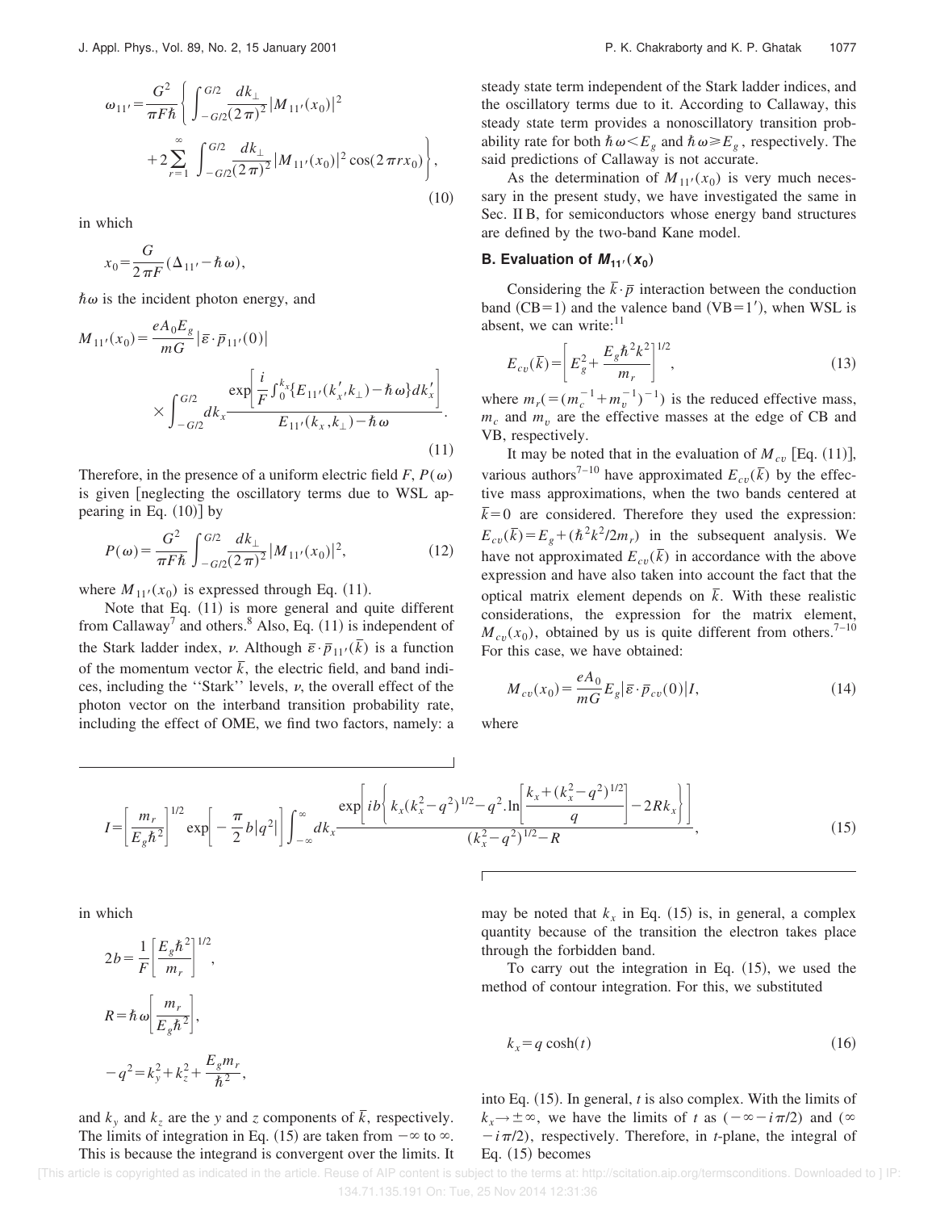$$\omega_{11'}=\frac{G^2}{\pi F\hbar}\left\{\int_{-G/2}^{G/2}\frac{dk_\perp}{(2\pi)^2}|M_{11'}(x_0)|^2 +2\sum_{r=1}^{\infty}\int_{-G/2}^{G/2}\frac{dk_\perp}{(2\pi)^2}|M_{11'}(x_0)|^2\cos(2\pi r x_0)\right\},\tag{10}$$

in which

$$x_0=\frac{G}{2\pi F}(\Delta_{11'}-\hbar\omega),$$

$\hbar\omega$ is the incident photon energy, and

$$M_{11'}(x_0)=\frac{eA_0E_g}{mG}|\bar{\varepsilon}\cdot\bar{p}_{11'}(0)| \times\int_{-G/2}^{G/2}dk_x\frac{\exp\left[\frac{i}{F}\int_0^{k_x}\{E_{11'}(k_x',k_\perp)-\hbar\omega\}dk_x'\right]}{E_{11'}(k_x,k_\perp)-\hbar\omega}.\tag{11}$$

Therefore, in the presence of a uniform electric field $F$, $P(\omega)$ is given [neglecting the oscillatory terms due to WSL appearing in Eq. (10)] by

$$P(\omega)=\frac{G^2}{\pi F\hbar}\int_{-G/2}^{G/2}\frac{dk_\perp}{(2\pi)^2}|M_{11'}(x_0)|^2,\tag{12}$$

where $M_{11'}(x_0)$ is expressed through Eq. (11).

Note that Eq. (11) is more general and quite different from Callaway[7] and others.[8] Also, Eq. (11) is independent of the Stark ladder index, $\nu$. Although $\bar{\varepsilon}\cdot\bar{p}_{11'}(\bar{k})$ is a function of the momentum vector $\bar{k}$, the electric field, and band indices, including the "Stark" levels, $\nu$, the overall effect of the photon vector on the interband transition probability rate, including the effect of OME, we find two factors, namely: a steady state term independent of the Stark ladder indices, and the oscillatory terms due to it. According to Callaway, this steady state term provides a nonoscillatory transition probability rate for both $\hbar\omega<E_g$ and $\hbar\omega\geq E_g$, respectively. The said predictions of Callaway is not accurate.

As the determination of $M_{11'}(x_0)$ is very much necessary in the present study, we have investigated the same in Sec. II B, for semiconductors whose energy band structures are defined by the two-band Kane model.

### B. Evaluation of $M_{11'}(x_0)$

Considering the $\bar{k}\cdot\bar{p}$ interaction between the conduction band (CB=1) and the valence band (VB=1′), when WSL is absent, we can write:[11]

$$E_{cv}(\bar{k})=\left[E_g^2+\frac{E_g\hbar^2k^2}{m_r}\right]^{1/2},\tag{13}$$

where $m_r(=(m_c^{-1}+m_v^{-1})^{-1})$ is the reduced effective mass, $m_c$ and $m_v$ are the effective masses at the edge of CB and VB, respectively.

It may be noted that in the evaluation of $M_{cv}$ [Eq. (11)], various authors[7–10] have approximated $E_{cv}(\bar{k})$ by the effective mass approximations, when the two bands centered at $\bar{k}=0$ are considered. Therefore they used the expression: $E_{cv}(\bar{k})=E_g+(\hbar^2k^2/2m_r)$ in the subsequent analysis. We have not approximated $E_{cv}(\bar{k})$ in accordance with the above expression and have also taken into account the fact that the optical matrix element depends on $\bar{k}$. With these realistic considerations, the expression for the matrix element, $M_{cv}(x_0)$, obtained by us is quite different from others.[7–10] For this case, we have obtained:

$$M_{cv}(x_0)=\frac{eA_0}{mG}E_g|\bar{\varepsilon}\cdot\bar{p}_{cv}(0)|I,\tag{14}$$

where

$$I=\left[\frac{m_r}{E_g\hbar^2}\right]^{1/2}\exp\left[-\frac{\pi}{2}b|q^2|\right]\int_{-\infty}^{\infty}dk_x\frac{\exp\left[ib\left\{k_x(k_x^2-q^2)^{1/2}-q^2.\ln\left[\frac{k_x+(k_x^2-q^2)^{1/2}}{q}\right]-2Rk_x\right\}\right]}{(k_x^2-q^2)^{1/2}-R},\tag{15}$$

in which

$$2b=\frac{1}{F}\left[\frac{E_g\hbar^2}{m_r}\right]^{1/2},$$

$$R=\hbar\omega\left[\frac{m_r}{E_g\hbar^2}\right],$$

$$-q^2=k_y^2+k_z^2+\frac{E_gm_r}{\hbar^2},$$

and $k_y$ and $k_z$ are the $y$ and $z$ components of $\bar{k}$, respectively. The limits of integration in Eq. (15) are taken from $-\infty$ to $\infty$. This is because the integrand is convergent over the limits. It may be noted that $k_x$ in Eq. (15) is, in general, a complex quantity because of the transition the electron takes place through the forbidden band.

To carry out the integration in Eq. (15), we used the method of contour integration. For this, we substituted

$$k_x=q\cosh(t)\tag{16}$$

into Eq. (15). In general, $t$ is also complex. With the limits of $k_x\to\pm\infty$, we have the limits of $t$ as $(-\infty-i\pi/2)$ and $(\infty-i\pi/2)$, respectively. Therefore, in $t$-plane, the integral of Eq. (15) becomes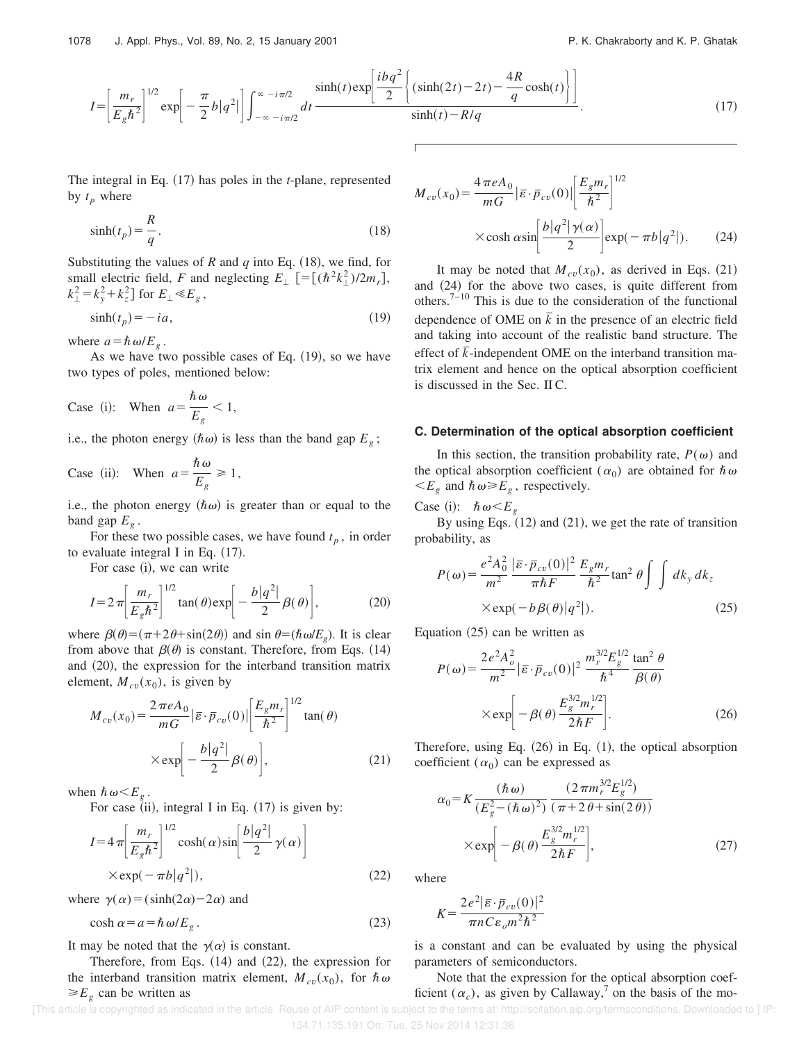$$I=\left[\frac{m_r}{E_g\hbar^2}\right]^{1/2}\exp\left[-\frac{\pi}{2}b|q^2|\right]\int_{-\infty-i\pi/2}^{\infty-i\pi/2}dt\,\frac{\sinh(t)\exp\left[\frac{ibq^2}{2}\left\{(\sinh(2t)-2t)-\frac{4R}{q}\cosh(t)\right\}\right]}{\sinh(t)-R/q}. \tag{17}$$

The integral in Eq. (17) has poles in the $t$-plane, represented by $t_p$ where

$$\sinh(t_p)=\frac{R}{q}. \tag{18}$$

Substituting the values of $R$ and $q$ into Eq. (18), we find, for small electric field, $F$ and neglecting $E_\perp$ $[=[(\hbar^2k_\perp^2)/2m_r]$, $k_\perp^2=k_y^2+k_z^2]$ for $E_\perp \ll E_g$,

$$\sinh(t_p)=-ia, \tag{19}$$

where $a=\hbar\omega/E_g$.

As we have two possible cases of Eq. (19), so we have two types of poles, mentioned below:

Case (i): When $a=\dfrac{\hbar\omega}{E_g}<1$,

i.e., the photon energy ($\hbar\omega$) is less than the band gap $E_g$;

Case (ii): When $a=\dfrac{\hbar\omega}{E_g}\geq 1$,

i.e., the photon energy ($\hbar\omega$) is greater than or equal to the band gap $E_g$.

For these two possible cases, we have found $t_p$, in order to evaluate integral I in Eq. (17).

For case (i), we can write

$$I=2\pi\left[\frac{m_r}{E_g\hbar^2}\right]^{1/2}\tan(\theta)\exp\left[-\frac{b|q^2|}{2}\beta(\theta)\right], \tag{20}$$

where $\beta(\theta)=(\pi+2\theta+\sin(2\theta))$ and $\sin\theta=(\hbar\omega/E_g)$. It is clear from above that $\beta(\theta)$ is constant. Therefore, from Eqs. (14) and (20), the expression for the interband transition matrix element, $M_{cv}(x_0)$, is given by

$$M_{cv}(x_0)=\frac{2\pi eA_0}{mG}|\bar{\varepsilon}\cdot\bar{p}_{cv}(0)|\left[\frac{E_gm_r}{\hbar^2}\right]^{1/2}\tan(\theta)\times\exp\left[-\frac{b|q^2|}{2}\beta(\theta)\right], \tag{21}$$

when $\hbar\omega<E_g$.

For case (ii), integral I in Eq. (17) is given by:

$$I=4\pi\left[\frac{m_r}{E_g\hbar^2}\right]^{1/2}\cosh(\alpha)\sin\left[\frac{b|q^2|}{2}\gamma(\alpha)\right]\times\exp(-\pi b|q^2|), \tag{22}$$

where $\gamma(\alpha)=(\sinh(2\alpha)-2\alpha)$ and

$$\cosh\alpha=a=\hbar\omega/E_g. \tag{23}$$

It may be noted that the $\gamma(\alpha)$ is constant.

Therefore, from Eqs. (14) and (22), the expression for the interband transition matrix element, $M_{cv}(x_0)$, for $\hbar\omega\geq E_g$ can be written as

$$M_{cv}(x_0)=\frac{4\pi eA_0}{mG}|\bar{\varepsilon}\cdot\bar{p}_{cv}(0)|\left[\frac{E_gm_r}{\hbar^2}\right]^{1/2}\times\cosh\alpha\sin\left[\frac{b|q^2|\gamma(\alpha)}{2}\right]\exp(-\pi b|q^2|). \tag{24}$$

It may be noted that $M_{cv}(x_0)$, as derived in Eqs. (21) and (24) for the above two cases, is quite different from others.[7–10] This is due to the consideration of the functional dependence of OME on $\bar{k}$ in the presence of an electric field and taking into account of the realistic band structure. The effect of $\bar{k}$-independent OME on the interband transition matrix element and hence on the optical absorption coefficient is discussed in the Sec. II C.

### C. Determination of the optical absorption coefficient

In this section, the transition probability rate, $P(\omega)$ and the optical absorption coefficient ($\alpha_0$) are obtained for $\hbar\omega<E_g$ and $\hbar\omega\geq E_g$, respectively.

Case (i): $\hbar\omega<E_g$

By using Eqs. (12) and (21), we get the rate of transition probability, as

$$P(\omega)=\frac{e^2A_0^2}{m^2}\frac{|\bar{\varepsilon}\cdot\bar{p}_{cv}(0)|^2}{\pi\hbar F}\frac{E_gm_r}{\hbar^2}\tan^2\theta\int\int dk_y\,dk_z\times\exp(-b\beta(\theta)|q^2|). \tag{25}$$

Equation (25) can be written as

$$P(\omega)=\frac{2e^2A_o^2}{m^2}|\bar{\varepsilon}\cdot\bar{p}_{cv}(0)|^2\frac{m_r^{3/2}E_g^{1/2}}{\hbar^4}\frac{\tan^2\theta}{\beta(\theta)}\times\exp\left[-\beta(\theta)\frac{E_g^{3/2}m_r^{1/2}}{2\hbar F}\right]. \tag{26}$$

Therefore, using Eq. (26) in Eq. (1), the optical absorption coefficient ($\alpha_0$) can be expressed as

$$\alpha_0=K\frac{(\hbar\omega)}{(E_g^2-(\hbar\omega)^2)}\frac{(2\pi m_r^{3/2}E_g^{1/2})}{(\pi+2\theta+\sin(2\theta))}\times\exp\left[-\beta(\theta)\frac{E_g^{3/2}m_r^{1/2}}{2\hbar F}\right], \tag{27}$$

where

$$K=\frac{2e^2|\bar{\varepsilon}\cdot\bar{p}_{cv}(0)|^2}{\pi nC\varepsilon_om^2\hbar^2}$$

is a constant and can be evaluated by using the physical parameters of semiconductors.

Note that the expression for the optical absorption coefficient ($\alpha_c$), as given by Callaway,[7] on the basis of the mo-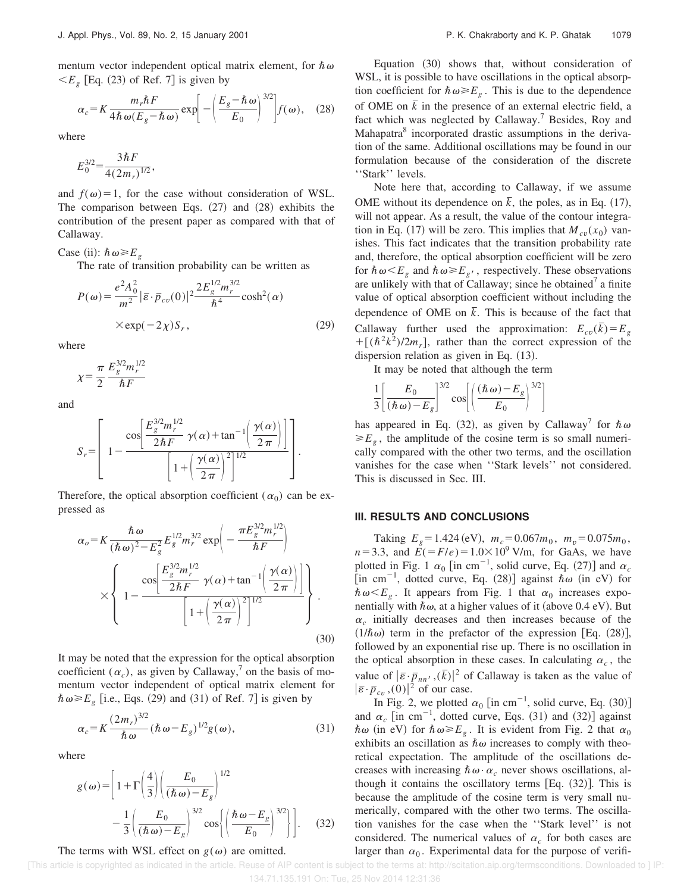mentum vector independent optical matrix element, for $\hbar\omega < E_g$ [Eq. (23) of Ref. 7] is given by

$$\alpha_c = K \frac{m_r \hbar F}{4\hbar\omega(E_g - \hbar\omega)} \exp\left[ -\left( \frac{E_g - \hbar\omega}{E_0} \right)^{3/2} \right] f(\omega), \quad (28)$$

where

$$E_0^{3/2} = \frac{3\hbar F}{4(2m_r)^{1/2}},$$

and $f(\omega) = 1$, for the case without consideration of WSL. The comparison between Eqs. (27) and (28) exhibits the contribution of the present paper as compared with that of Callaway.

Case (ii): $\hbar\omega \geq E_g$

The rate of transition probability can be written as

$$P(\omega) = \frac{e^2 A_0^2}{m^2} |\bar{\varepsilon} \cdot \bar{p}_{cv}(0)|^2 \frac{2E_g^{1/2} m_r^{3/2}}{\hbar^4} \cosh^2(\alpha) \times \exp(-2\chi) S_r, \quad (29)$$

where

$$\chi = \frac{\pi}{2} \frac{E_g^{3/2} m_r^{1/2}}{\hbar F}$$

and

$$S_r = \left[ 1 - \frac{\cos\left[ \frac{E_g^{3/2} m_r^{1/2}}{2\hbar F} \gamma(\alpha) + \tan^{-1}\left( \frac{\gamma(\alpha)}{2\pi} \right) \right]}{\left[ 1 + \left( \frac{\gamma(\alpha)}{2\pi} \right)^2 \right]^{1/2}} \right].$$

Therefore, the optical absorption coefficient ($\alpha_0$) can be expressed as

$$\alpha_o = K \frac{\hbar\omega}{(\hbar\omega)^2 - E_g^2} E_g^{1/2} m_r^{3/2} \exp\left( -\frac{\pi E_g^{3/2} m_r^{1/2}}{\hbar F} \right) \times \left\{ 1 - \frac{\cos\left[ \frac{E_g^{3/2} m_r^{1/2}}{2\hbar F} \gamma(\alpha) + \tan^{-1}\left( \frac{\gamma(\alpha)}{2\pi} \right) \right]}{\left[ 1 + \left( \frac{\gamma(\alpha)}{2\pi} \right)^2 \right]^{1/2}} \right\}. \quad (30)$$

It may be noted that the expression for the optical absorption coefficient ($\alpha_c$), as given by Callaway,[7] on the basis of momentum vector independent of optical matrix element for $\hbar\omega \geq E_g$ [i.e., Eqs. (29) and (31) of Ref. 7] is given by

$$\alpha_c = K \frac{(2m_r)^{3/2}}{\hbar\omega} (\hbar\omega - E_g)^{1/2} g(\omega), \quad (31)$$

where

$$g(\omega) = \left[ 1 + \Gamma\left( \frac{4}{3} \right) \left( \frac{E_0}{(\hbar\omega) - E_g} \right)^{1/2} - \frac{1}{3} \left( \frac{E_0}{(\hbar\omega) - E_g} \right)^{3/2} \cos\left\{ \left( \frac{\hbar\omega - E_g}{E_0} \right)^{3/2} \right\} \right]. \quad (32)$$

The terms with WSL effect on $g(\omega)$ are omitted.

Equation (30) shows that, without consideration of WSL, it is possible to have oscillations in the optical absorption coefficient for $\hbar\omega \geq E_g$. This is due to the dependence of OME on $\bar{k}$ in the presence of an external electric field, a fact which was neglected by Callaway.[7] Besides, Roy and Mahapatra[8] incorporated drastic assumptions in the derivation of the same. Additional oscillations may be found in our formulation because of the consideration of the discrete ''Stark'' levels.

Note here that, according to Callaway, if we assume OME without its dependence on $\bar{k}$, the poles, as in Eq. (17), will not appear. As a result, the value of the contour integration in Eq. (17) will be zero. This implies that $M_{cv}(x_0)$ vanishes. This fact indicates that the transition probability rate and, therefore, the optical absorption coefficient will be zero for $\hbar\omega < E_g$ and $\hbar\omega \geq E_{g'}$, respectively. These observations are unlikely with that of Callaway; since he obtained[7] a finite value of optical absorption coefficient without including the dependence of OME on $\bar{k}$. This is because of the fact that Callaway further used the approximation: $E_{cv}(\bar{k}) = E_g + [(\hbar^2 k^2)/2m_r]$, rather than the correct expression of the dispersion relation as given in Eq. (13).

It may be noted that although the term

$$\frac{1}{3} \left[ \frac{E_0}{(\hbar\omega) - E_g} \right]^{3/2} \cos\left[ \left( \frac{(\hbar\omega) - E_g}{E_0} \right)^{3/2} \right]$$

has appeared in Eq. (32), as given by Callaway[7] for $\hbar\omega \geq E_g$, the amplitude of the cosine term is so small numerically compared with the other two terms, and the oscillation vanishes for the case when ''Stark levels'' not considered. This is discussed in Sec. III.

## III. RESULTS AND CONCLUSIONS

Taking $E_g = 1.424$ (eV), $m_c = 0.067 m_0$, $m_v = 0.075 m_0$, $n = 3.3$, and $E (= F/e) = 1.0 \times 10^9$ V/m, for GaAs, we have plotted in Fig. 1 $\alpha_0$ [in cm$^{-1}$, solid curve, Eq. (27)] and $\alpha_c$ [in cm$^{-1}$, dotted curve, Eq. (28)] against $\hbar\omega$ (in eV) for $\hbar\omega < E_g$. It appears from Fig. 1 that $\alpha_0$ increases exponentially with $\hbar\omega$, at a higher values of it (above 0.4 eV). But $\alpha_c$ initially decreases and then increases because of the $(1/\hbar\omega)$ term in the prefactor of the expression [Eq. (28)], followed by an exponential rise up. There is no oscillation in the optical absorption in these cases. In calculating $\alpha_c$, the value of $|\bar{\varepsilon} \cdot \bar{p}_{nn'}, (\bar{k})|^2$ of Callaway is taken as the value of $|\bar{\varepsilon} \cdot \bar{p}_{cv}, (0)|^2$ of our case.

In Fig. 2, we plotted $\alpha_0$ [in cm$^{-1}$, solid curve, Eq. (30)] and $\alpha_c$ [in cm$^{-1}$, dotted curve, Eqs. (31) and (32)] against $\hbar\omega$ (in eV) for $\hbar\omega \geq E_g$. It is evident from Fig. 2 that $\alpha_0$ exhibits an oscillation as $\hbar\omega$ increases to comply with theoretical expectation. The amplitude of the oscillations decreases with increasing $\hbar\omega \cdot \alpha_c$ never shows oscillations, although it contains the oscillatory terms [Eq. (32)]. This is because the amplitude of the cosine term is very small numerically, compared with the other two terms. The oscillation vanishes for the case when the ''Stark level'' is not considered. The numerical values of $\alpha_c$ for both cases are larger than $\alpha_0$. Experimental data for the purpose of verifi-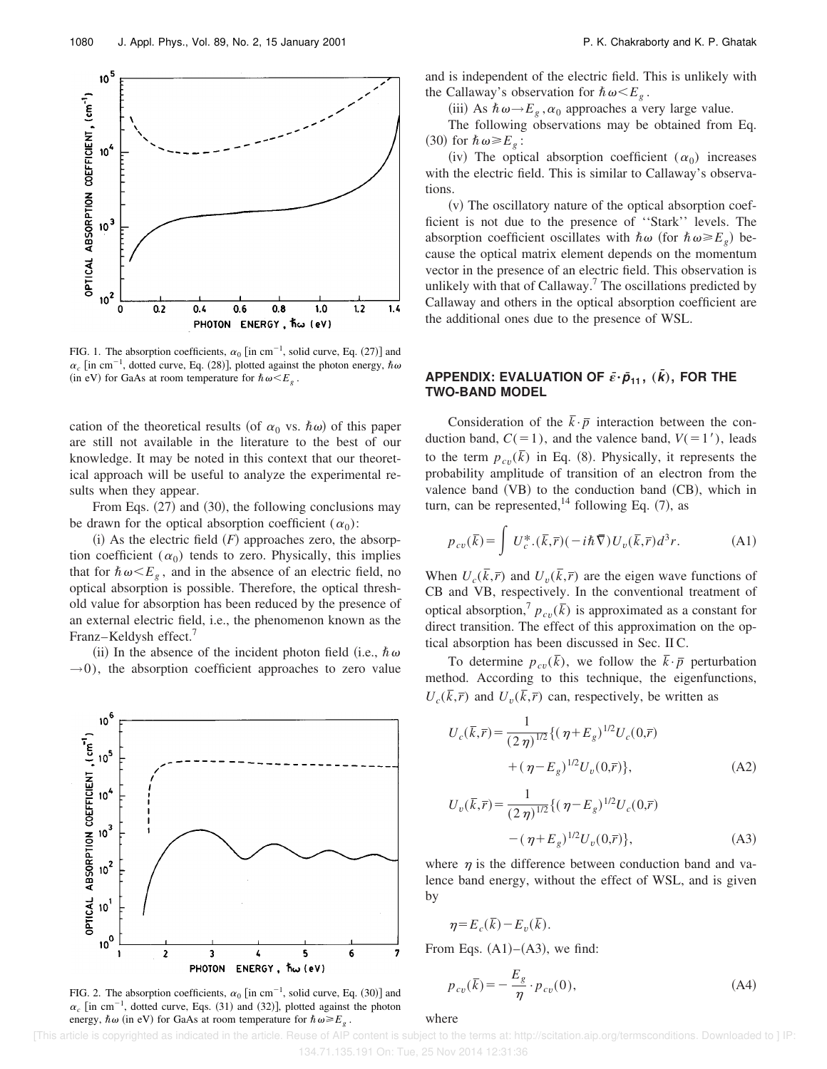FIG. 1. The absorption coefficients, $\alpha_0$ [in cm$^{-1}$, solid curve, Eq. (27)] and $\alpha_c$ [in cm$^{-1}$, dotted curve, Eq. (28)], plotted against the photon energy, $\hbar\omega$ (in eV) for GaAs at room temperature for $\hbar\omega < E_g$.

cation of the theoretical results (of $\alpha_0$ vs. $\hbar\omega$) of this paper are still not available in the literature to the best of our knowledge. It may be noted in this context that our theoretical approach will be useful to analyze the experimental results when they appear.

From Eqs. (27) and (30), the following conclusions may be drawn for the optical absorption coefficient ($\alpha_0$):

(i) As the electric field ($F$) approaches zero, the absorption coefficient ($\alpha_0$) tends to zero. Physically, this implies that for $\hbar\omega < E_g$, and in the absence of an electric field, no optical absorption is possible. Therefore, the optical threshold value for absorption has been reduced by the presence of an external electric field, i.e., the phenomenon known as the Franz–Keldysh effect.[7]

(ii) In the absence of the incident photon field (i.e., $\hbar\omega \to 0$), the absorption coefficient approaches to zero value and is independent of the electric field. This is unlikely with the Callaway's observation for $\hbar\omega < E_g$.

(iii) As $\hbar\omega \to E_g$, $\alpha_0$ approaches a very large value.

The following observations may be obtained from Eq. (30) for $\hbar\omega \geq E_g$:

(iv) The optical absorption coefficient ($\alpha_0$) increases with the electric field. This is similar to Callaway's observations.

(v) The oscillatory nature of the optical absorption coefficient is not due to the presence of "Stark" levels. The absorption coefficient oscillates with $\hbar\omega$ (for $\hbar\omega \geq E_g$) because the optical matrix element depends on the momentum vector in the presence of an electric field. This observation is unlikely with that of Callaway.[7] The oscillations predicted by Callaway and others in the optical absorption coefficient are the additional ones due to the presence of WSL.

FIG. 2. The absorption coefficients, $\alpha_0$ [in cm$^{-1}$, solid curve, Eq. (30)] and $\alpha_c$ [in cm$^{-1}$, dotted curve, Eqs. (31) and (32)], plotted against the photon energy, $\hbar\omega$ (in eV) for GaAs at room temperature for $\hbar\omega \geq E_g$.

## APPENDIX: EVALUATION OF $\bar{\epsilon}\cdot\bar{p}_{11}$, $(\bar{k})$, FOR THE TWO-BAND MODEL

Consideration of the $\bar{k}\cdot\bar{p}$ interaction between the conduction band, $C(=1)$, and the valence band, $V(=1')$, leads to the term $p_{cv}(\bar{k})$ in Eq. (8). Physically, it represents the probability amplitude of transition of an electron from the valence band (VB) to the conduction band (CB), which in turn, can be represented,[14] following Eq. (7), as

$$p_{cv}(\bar{k}) = \int U_c^{*}.(\bar{k},\bar{r})(-i\hbar\bar{\nabla})U_v(\bar{k},\bar{r})d^3r. \tag{A1}$$

When $U_c(\bar{k},\bar{r})$ and $U_v(\bar{k},\bar{r})$ are the eigen wave functions of CB and VB, respectively. In the conventional treatment of optical absorption,[7] $p_{cv}(\bar{k})$ is approximated as a constant for direct transition. The effect of this approximation on the optical absorption has been discussed in Sec. II C.

To determine $p_{cv}(\bar{k})$, we follow the $\bar{k}\cdot\bar{p}$ perturbation method. According to this technique, the eigenfunctions, $U_c(\bar{k},\bar{r})$ and $U_v(\bar{k},\bar{r})$ can, respectively, be written as

$$U_c(\bar{k},\bar{r}) = \frac{1}{(2\eta)^{1/2}}\{(\eta+E_g)^{1/2}U_c(0,\bar{r}) + (\eta-E_g)^{1/2}U_v(0,\bar{r})\}, \tag{A2}$$

$$U_v(\bar{k},\bar{r}) = \frac{1}{(2\eta)^{1/2}}\{(\eta-E_g)^{1/2}U_c(0,\bar{r}) - (\eta+E_g)^{1/2}U_v(0,\bar{r})\}, \tag{A3}$$

where $\eta$ is the difference between conduction band and valence band energy, without the effect of WSL, and is given by

$$\eta = E_c(\bar{k}) - E_v(\bar{k}).$$

From Eqs. (A1)–(A3), we find:

$$p_{cv}(\bar{k}) = -\frac{E_g}{\eta}\cdot p_{cv}(0), \tag{A4}$$

where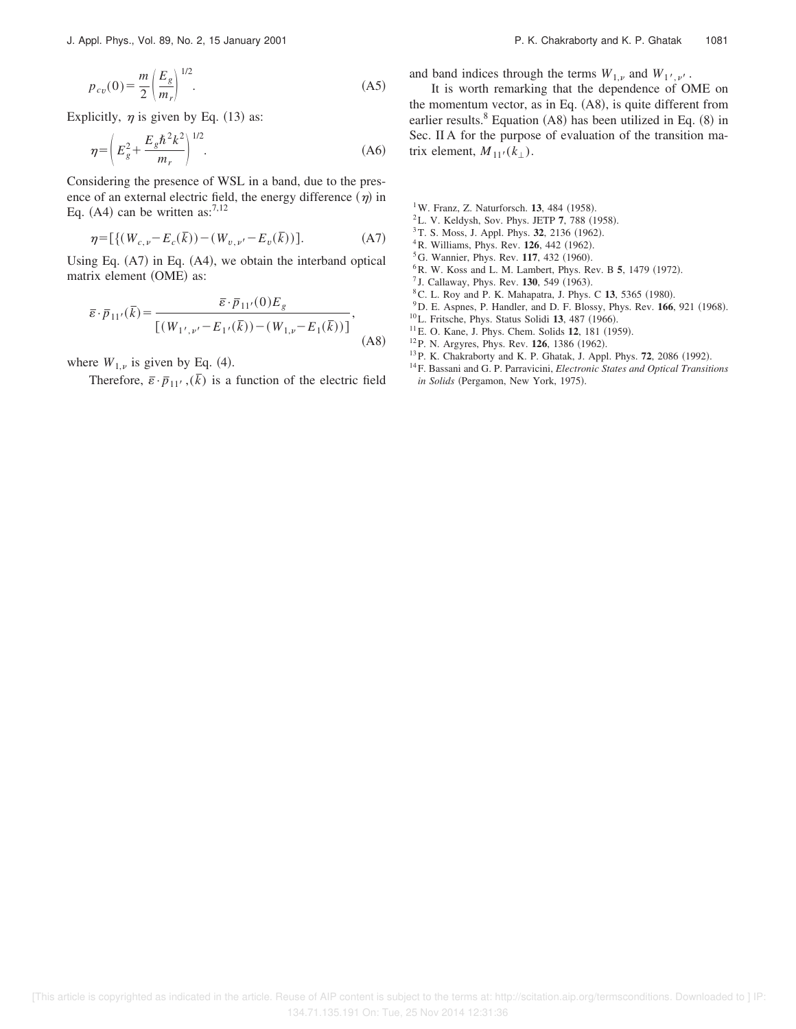$$p_{cv}(0)=\frac{m}{2}\left(\frac{E_g}{m_r}\right)^{1/2}. \tag{A5}$$

Explicitly, $\eta$ is given by Eq. (13) as:

$$\eta=\left(E_g^2+\frac{E_g\hbar^2k^2}{m_r}\right)^{1/2}. \tag{A6}$$

Considering the presence of WSL in a band, due to the presence of an external electric field, the energy difference ($\eta$) in Eq. (A4) can be written as:[7,12]

$$\eta=[\{(W_{c,\nu}-E_c(\bar{k}))-(W_{v,\nu'}-E_v(\bar{k}))]. \tag{A7}$$

Using Eq. (A7) in Eq. (A4), we obtain the interband optical matrix element (OME) as:

$$\bar{\varepsilon}\cdot\bar{p}_{11'}(\bar{k})=\frac{\bar{\varepsilon}\cdot\bar{p}_{11'}(0)E_g}{[(W_{1',\nu'}-E_{1'}(\bar{k}))-(W_{1,\nu}-E_1(\bar{k}))]}, \tag{A8}$$

where $W_{1,\nu}$ is given by Eq. (4).

Therefore, $\bar{\varepsilon}\cdot\bar{p}_{11'},(\bar{k})$ is a function of the electric field and band indices through the terms $W_{1,\nu}$ and $W_{1',\nu'}$.

It is worth remarking that the dependence of OME on the momentum vector, as in Eq. (A8), is quite different from earlier results.[8] Equation (A8) has been utilized in Eq. (8) in Sec. II A for the purpose of evaluation of the transition matrix element, $M_{11'}(k_\perp)$.

[1] W. Franz, Z. Naturforsch. **13**, 484 (1958).
[2] L. V. Keldysh, Sov. Phys. JETP **7**, 788 (1958).
[3] T. S. Moss, J. Appl. Phys. **32**, 2136 (1962).
[4] R. Williams, Phys. Rev. **126**, 442 (1962).
[5] G. Wannier, Phys. Rev. **117**, 432 (1960).
[6] R. W. Koss and L. M. Lambert, Phys. Rev. B **5**, 1479 (1972).
[7] J. Callaway, Phys. Rev. **130**, 549 (1963).
[8] C. L. Roy and P. K. Mahapatra, J. Phys. C **13**, 5365 (1980).
[9] D. E. Aspnes, P. Handler, and D. F. Blossy, Phys. Rev. **166**, 921 (1968).
[10] L. Fritsche, Phys. Status Solidi **13**, 487 (1966).
[11] E. O. Kane, J. Phys. Chem. Solids **12**, 181 (1959).
[12] P. N. Argyres, Phys. Rev. **126**, 1386 (1962).
[13] P. K. Chakraborty and K. P. Ghatak, J. Appl. Phys. **72**, 2086 (1992).
[14] F. Bassani and G. P. Parravicini, *Electronic States and Optical Transitions in Solids* (Pergamon, New York, 1975).